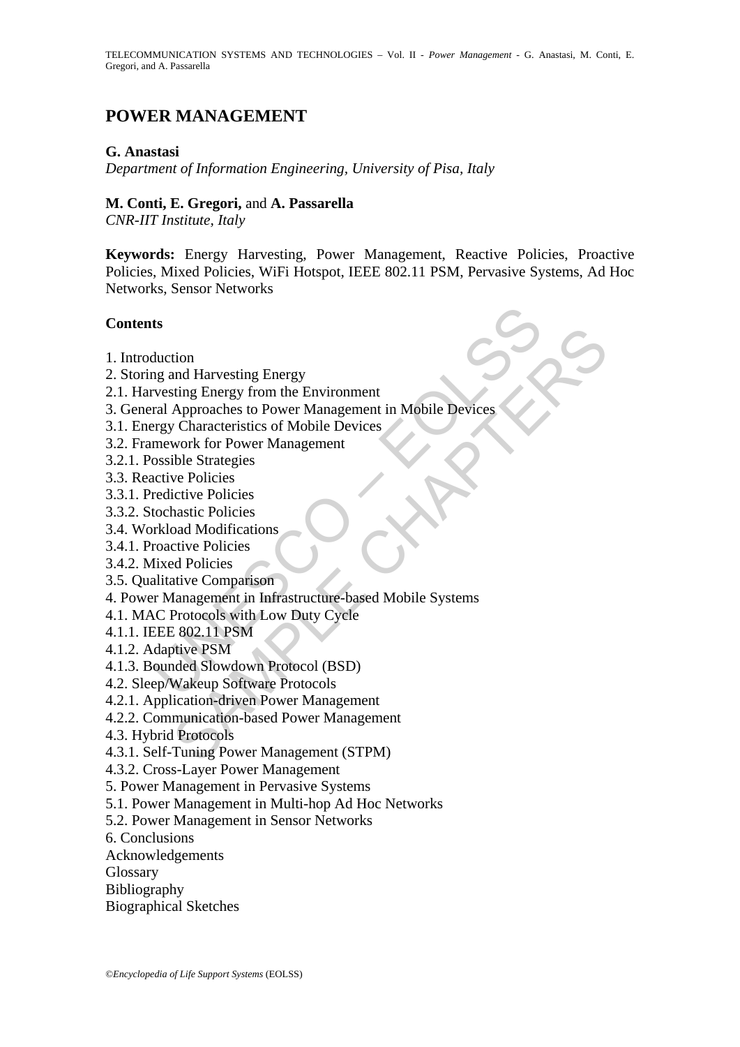# POWER MANAGEMENT

**G. Anastasi**
*Department of Information Engineering, University of Pisa, Italy*

**M. Conti, E. Gregori,** and **A. Passarella**
*CNR-IIT Institute, Italy*

**Keywords:** Energy Harvesting, Power Management, Reactive Policies, Proactive Policies, Mixed Policies, WiFi Hotspot, IEEE 802.11 PSM, Pervasive Systems, Ad Hoc Networks, Sensor Networks

## Contents

1. Introduction
2. Storing and Harvesting Energy
2.1. Harvesting Energy from the Environment
3. General Approaches to Power Management in Mobile Devices
3.1. Energy Characteristics of Mobile Devices
3.2. Framework for Power Management
3.2.1. Possible Strategies
3.3. Reactive Policies
3.3.1. Predictive Policies
3.3.2. Stochastic Policies
3.4. Workload Modifications
3.4.1. Proactive Policies
3.4.2. Mixed Policies
3.5. Qualitative Comparison
4. Power Management in Infrastructure-based Mobile Systems
4.1. MAC Protocols with Low Duty Cycle
4.1.1. IEEE 802.11 PSM
4.1.2. Adaptive PSM
4.1.3. Bounded Slowdown Protocol (BSD)
4.2. Sleep/Wakeup Software Protocols
4.2.1. Application-driven Power Management
4.2.2. Communication-based Power Management
4.3. Hybrid Protocols
4.3.1. Self-Tuning Power Management (STPM)
4.3.2. Cross-Layer Power Management
5. Power Management in Pervasive Systems
5.1. Power Management in Multi-hop Ad Hoc Networks
5.2. Power Management in Sensor Networks
6. Conclusions
Acknowledgements
Glossary
Bibliography
Biographical Sketches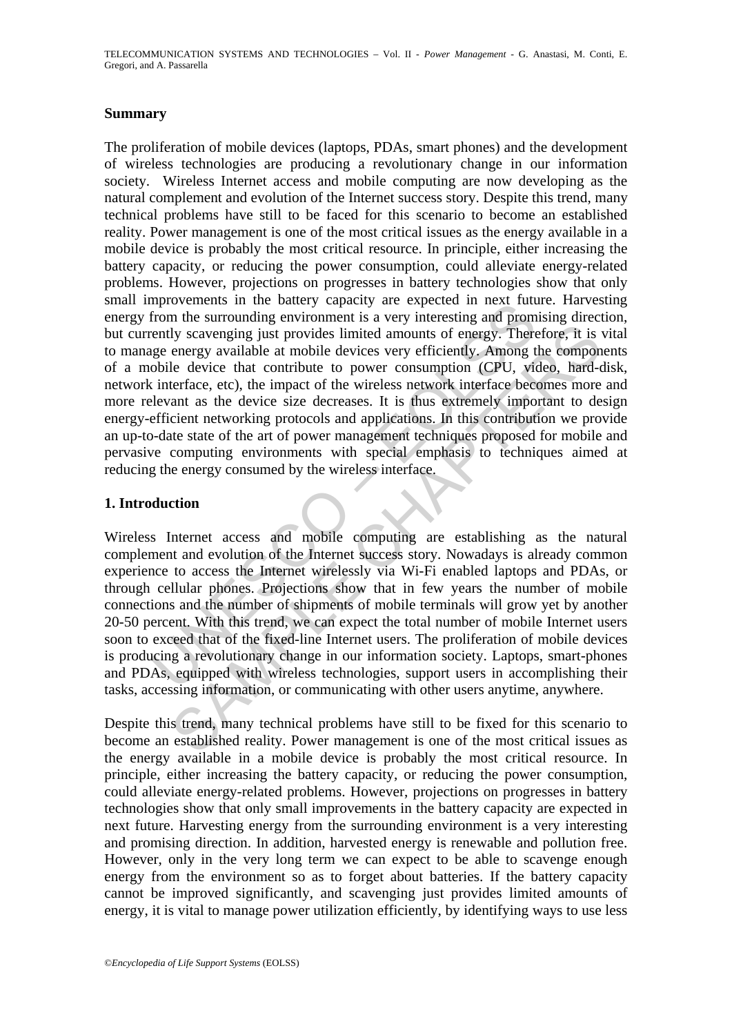### Summary

The proliferation of mobile devices (laptops, PDAs, smart phones) and the development of wireless technologies are producing a revolutionary change in our information society. Wireless Internet access and mobile computing are now developing as the natural complement and evolution of the Internet success story. Despite this trend, many technical problems have still to be faced for this scenario to become an established reality. Power management is one of the most critical issues as the energy available in a mobile device is probably the most critical resource. In principle, either increasing the battery capacity, or reducing the power consumption, could alleviate energy-related problems. However, projections on progresses in battery technologies show that only small improvements in the battery capacity are expected in next future. Harvesting energy from the surrounding environment is a very interesting and promising direction, but currently scavenging just provides limited amounts of energy. Therefore, it is vital to manage energy available at mobile devices very efficiently. Among the components of a mobile device that contribute to power consumption (CPU, video, hard-disk, network interface, etc), the impact of the wireless network interface becomes more and more relevant as the device size decreases. It is thus extremely important to design energy-efficient networking protocols and applications. In this contribution we provide an up-to-date state of the art of power management techniques proposed for mobile and pervasive computing environments with special emphasis to techniques aimed at reducing the energy consumed by the wireless interface.

### 1. Introduction

Wireless Internet access and mobile computing are establishing as the natural complement and evolution of the Internet success story. Nowadays is already common experience to access the Internet wirelessly via Wi-Fi enabled laptops and PDAs, or through cellular phones. Projections show that in few years the number of mobile connections and the number of shipments of mobile terminals will grow yet by another 20-50 percent. With this trend, we can expect the total number of mobile Internet users soon to exceed that of the fixed-line Internet users. The proliferation of mobile devices is producing a revolutionary change in our information society. Laptops, smart-phones and PDAs, equipped with wireless technologies, support users in accomplishing their tasks, accessing information, or communicating with other users anytime, anywhere.

Despite this trend, many technical problems have still to be fixed for this scenario to become an established reality. Power management is one of the most critical issues as the energy available in a mobile device is probably the most critical resource. In principle, either increasing the battery capacity, or reducing the power consumption, could alleviate energy-related problems. However, projections on progresses in battery technologies show that only small improvements in the battery capacity are expected in next future. Harvesting energy from the surrounding environment is a very interesting and promising direction. In addition, harvested energy is renewable and pollution free. However, only in the very long term we can expect to be able to scavenge enough energy from the environment so as to forget about batteries. If the battery capacity cannot be improved significantly, and scavenging just provides limited amounts of energy, it is vital to manage power utilization efficiently, by identifying ways to use less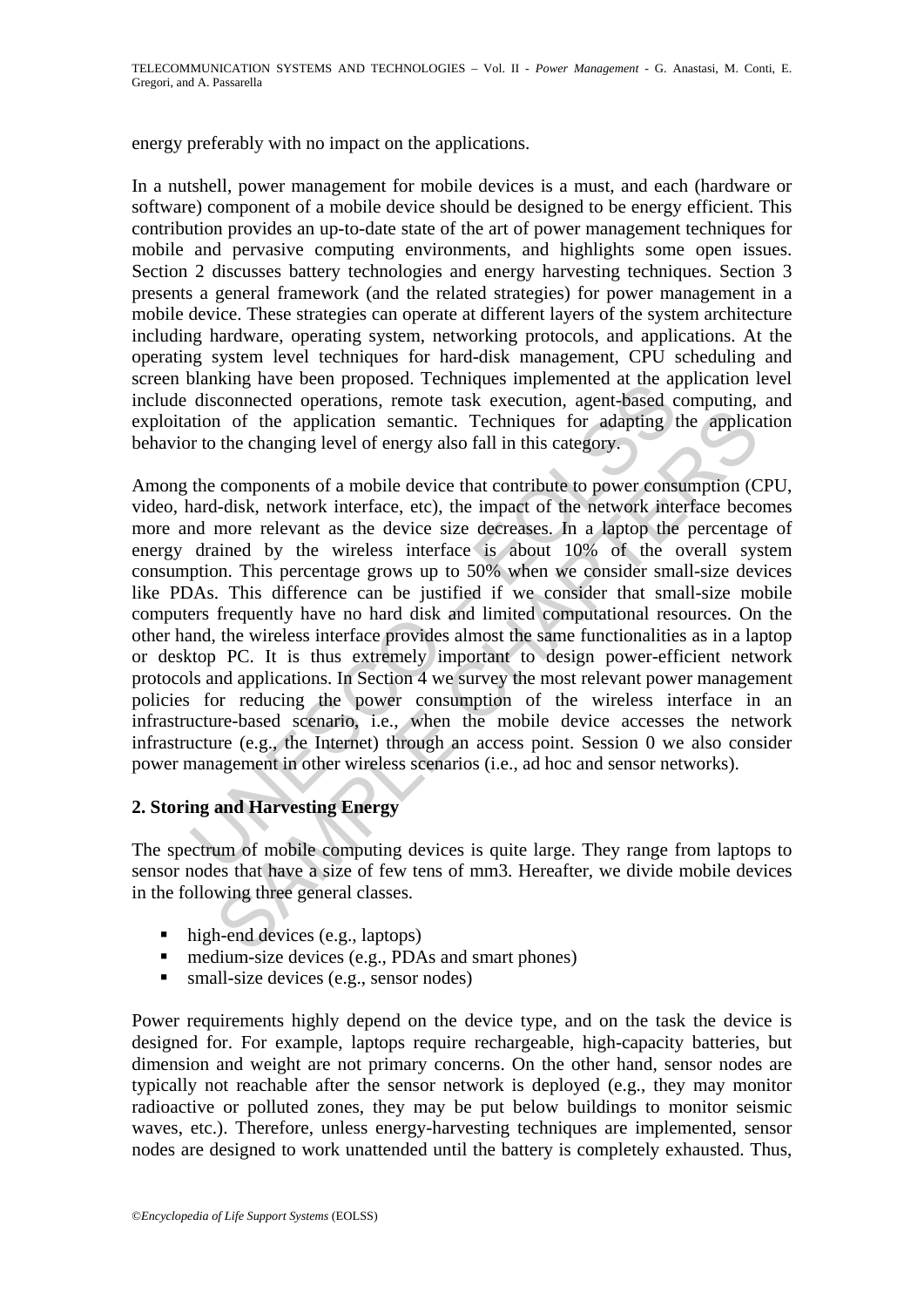energy preferably with no impact on the applications.

In a nutshell, power management for mobile devices is a must, and each (hardware or software) component of a mobile device should be designed to be energy efficient. This contribution provides an up-to-date state of the art of power management techniques for mobile and pervasive computing environments, and highlights some open issues. Section 2 discusses battery technologies and energy harvesting techniques. Section 3 presents a general framework (and the related strategies) for power management in a mobile device. These strategies can operate at different layers of the system architecture including hardware, operating system, networking protocols, and applications. At the operating system level techniques for hard-disk management, CPU scheduling and screen blanking have been proposed. Techniques implemented at the application level include disconnected operations, remote task execution, agent-based computing, and exploitation of the application semantic. Techniques for adapting the application behavior to the changing level of energy also fall in this category.

Among the components of a mobile device that contribute to power consumption (CPU, video, hard-disk, network interface, etc), the impact of the network interface becomes more and more relevant as the device size decreases. In a laptop the percentage of energy drained by the wireless interface is about 10% of the overall system consumption. This percentage grows up to 50% when we consider small-size devices like PDAs. This difference can be justified if we consider that small-size mobile computers frequently have no hard disk and limited computational resources. On the other hand, the wireless interface provides almost the same functionalities as in a laptop or desktop PC. It is thus extremely important to design power-efficient network protocols and applications. In Section 4 we survey the most relevant power management policies for reducing the power consumption of the wireless interface in an infrastructure-based scenario, i.e., when the mobile device accesses the network infrastructure (e.g., the Internet) through an access point. Session 0 we also consider power management in other wireless scenarios (i.e., ad hoc and sensor networks).

## 2. Storing and Harvesting Energy

The spectrum of mobile computing devices is quite large. They range from laptops to sensor nodes that have a size of few tens of mm3. Hereafter, we divide mobile devices in the following three general classes.

- high-end devices (e.g., laptops)
- medium-size devices (e.g., PDAs and smart phones)
- small-size devices (e.g., sensor nodes)

Power requirements highly depend on the device type, and on the task the device is designed for. For example, laptops require rechargeable, high-capacity batteries, but dimension and weight are not primary concerns. On the other hand, sensor nodes are typically not reachable after the sensor network is deployed (e.g., they may monitor radioactive or polluted zones, they may be put below buildings to monitor seismic waves, etc.). Therefore, unless energy-harvesting techniques are implemented, sensor nodes are designed to work unattended until the battery is completely exhausted. Thus,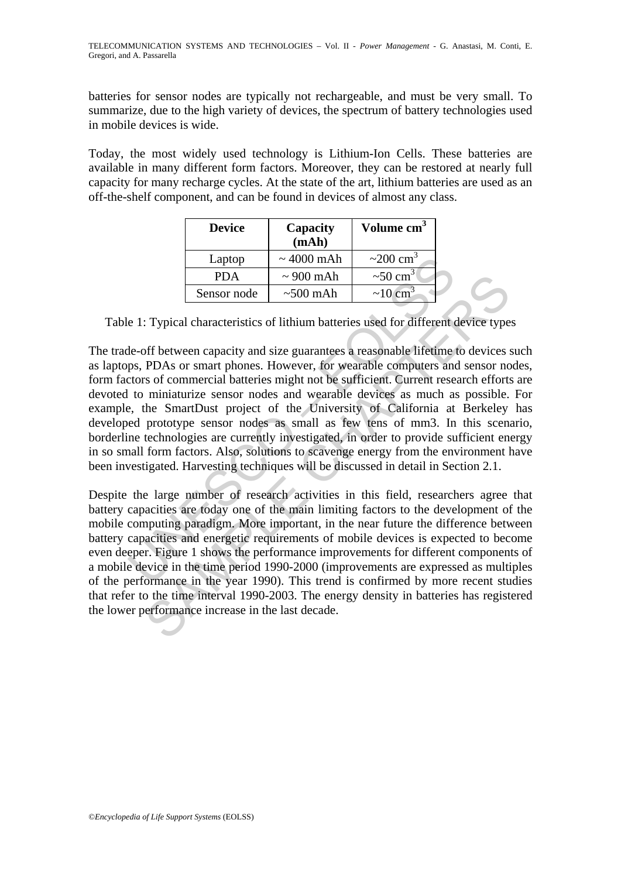batteries for sensor nodes are typically not rechargeable, and must be very small. To summarize, due to the high variety of devices, the spectrum of battery technologies used in mobile devices is wide.

Today, the most widely used technology is Lithium-Ion Cells. These batteries are available in many different form factors. Moreover, they can be restored at nearly full capacity for many recharge cycles. At the state of the art, lithium batteries are used as an off-the-shelf component, and can be found in devices of almost any class.

| Device | Capacity (mAh) | Volume $cm^3$ |
|---|---|---|
| Laptop | ~ 4000 mAh | ~200 $cm^3$ |
| PDA | ~ 900 mAh | ~50 $cm^3$ |
| Sensor node | ~500 mAh | ~10 $cm^3$ |

Table 1: Typical characteristics of lithium batteries used for different device types

The trade-off between capacity and size guarantees a reasonable lifetime to devices such as laptops, PDAs or smart phones. However, for wearable computers and sensor nodes, form factors of commercial batteries might not be sufficient. Current research efforts are devoted to miniaturize sensor nodes and wearable devices as much as possible. For example, the SmartDust project of the University of California at Berkeley has developed prototype sensor nodes as small as few tens of mm3. In this scenario, borderline technologies are currently investigated, in order to provide sufficient energy in so small form factors. Also, solutions to scavenge energy from the environment have been investigated. Harvesting techniques will be discussed in detail in Section 2.1.

Despite the large number of research activities in this field, researchers agree that battery capacities are today one of the main limiting factors to the development of the mobile computing paradigm. More important, in the near future the difference between battery capacities and energetic requirements of mobile devices is expected to become even deeper. Figure 1 shows the performance improvements for different components of a mobile device in the time period 1990-2000 (improvements are expressed as multiples of the performance in the year 1990). This trend is confirmed by more recent studies that refer to the time interval 1990-2003. The energy density in batteries has registered the lower performance increase in the last decade.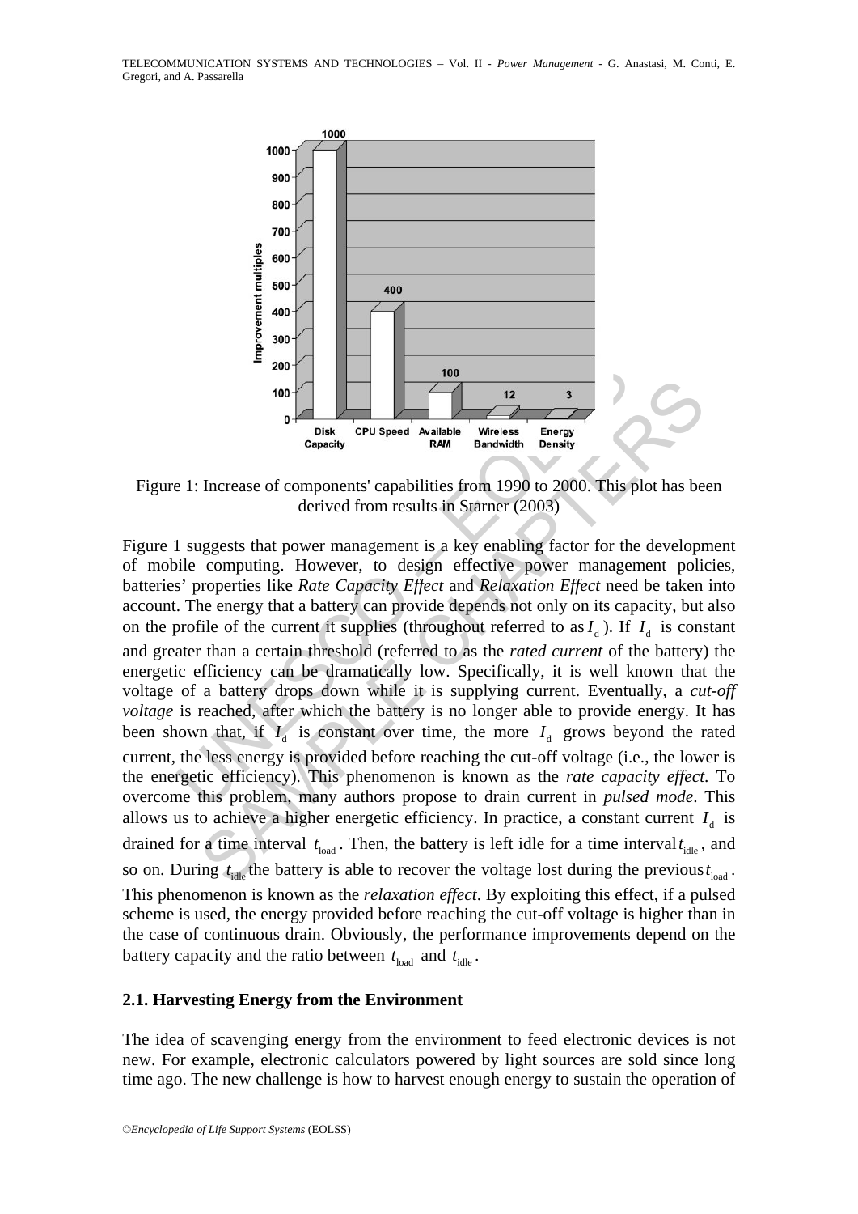Figure 1: Increase of components' capabilities from 1990 to 2000. This plot has been derived from results in Starner (2003)

Figure 1 suggests that power management is a key enabling factor for the development of mobile computing. However, to design effective power management policies, batteries' properties like *Rate Capacity Effect* and *Relaxation Effect* need be taken into account. The energy that a battery can provide depends not only on its capacity, but also on the profile of the current it supplies (throughout referred to as $I_d$). If $I_d$ is constant and greater than a certain threshold (referred to as the *rated current* of the battery) the energetic efficiency can be dramatically low. Specifically, it is well known that the voltage of a battery drops down while it is supplying current. Eventually, a *cut-off voltage* is reached, after which the battery is no longer able to provide energy. It has been shown that, if $I_d$ is constant over time, the more $I_d$ grows beyond the rated current, the less energy is provided before reaching the cut-off voltage (i.e., the lower is the energetic efficiency). This phenomenon is known as the *rate capacity effect*. To overcome this problem, many authors propose to drain current in *pulsed mode*. This allows us to achieve a higher energetic efficiency. In practice, a constant current $I_d$ is drained for a time interval $t_{load}$. Then, the battery is left idle for a time interval $t_{idle}$, and so on. During $t_{idle}$ the battery is able to recover the voltage lost during the previous $t_{load}$. This phenomenon is known as the *relaxation effect*. By exploiting this effect, if a pulsed scheme is used, the energy provided before reaching the cut-off voltage is higher than in the case of continuous drain. Obviously, the performance improvements depend on the battery capacity and the ratio between $t_{load}$ and $t_{idle}$.

### 2.1. Harvesting Energy from the Environment

The idea of scavenging energy from the environment to feed electronic devices is not new. For example, electronic calculators powered by light sources are sold since long time ago. The new challenge is how to harvest enough energy to sustain the operation of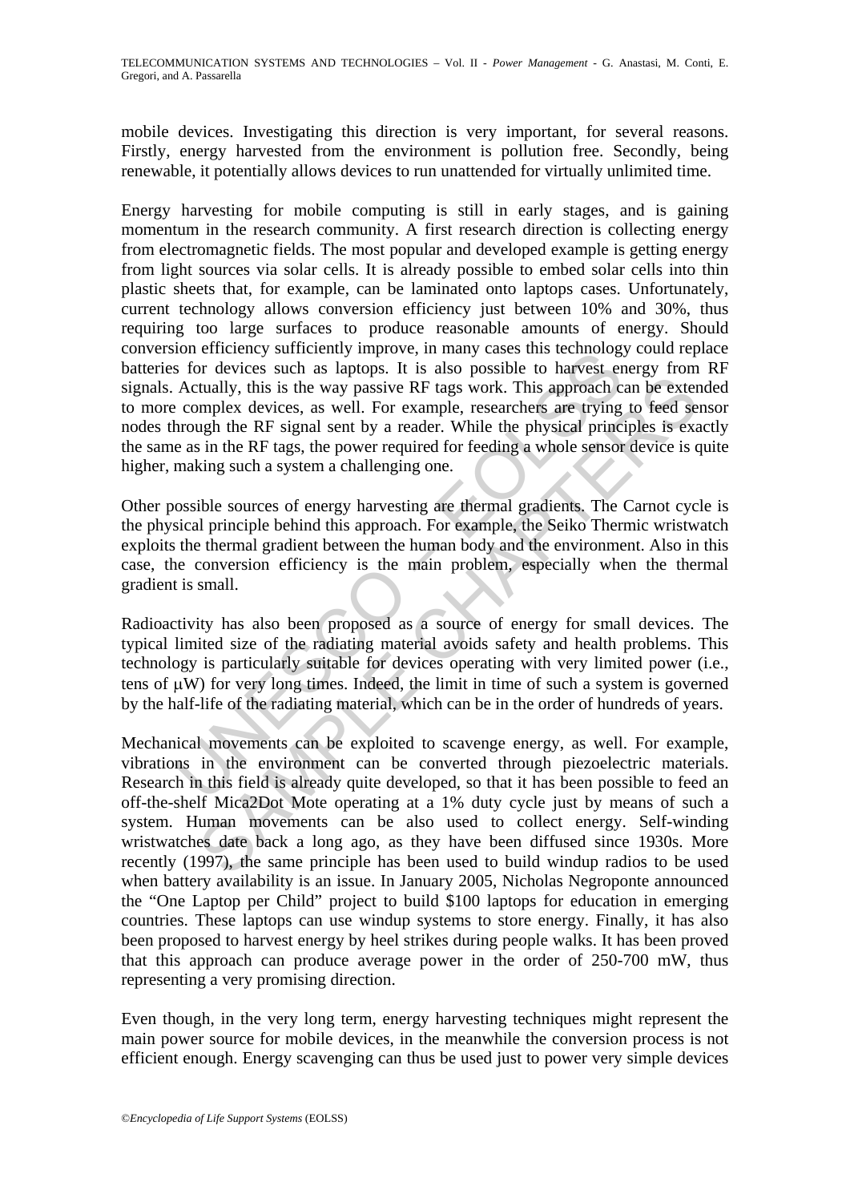mobile devices. Investigating this direction is very important, for several reasons. Firstly, energy harvested from the environment is pollution free. Secondly, being renewable, it potentially allows devices to run unattended for virtually unlimited time.

Energy harvesting for mobile computing is still in early stages, and is gaining momentum in the research community. A first research direction is collecting energy from electromagnetic fields. The most popular and developed example is getting energy from light sources via solar cells. It is already possible to embed solar cells into thin plastic sheets that, for example, can be laminated onto laptops cases. Unfortunately, current technology allows conversion efficiency just between 10% and 30%, thus requiring too large surfaces to produce reasonable amounts of energy. Should conversion efficiency sufficiently improve, in many cases this technology could replace batteries for devices such as laptops. It is also possible to harvest energy from RF signals. Actually, this is the way passive RF tags work. This approach can be extended to more complex devices, as well. For example, researchers are trying to feed sensor nodes through the RF signal sent by a reader. While the physical principles is exactly the same as in the RF tags, the power required for feeding a whole sensor device is quite higher, making such a system a challenging one.

Other possible sources of energy harvesting are thermal gradients. The Carnot cycle is the physical principle behind this approach. For example, the Seiko Thermic wristwatch exploits the thermal gradient between the human body and the environment. Also in this case, the conversion efficiency is the main problem, especially when the thermal gradient is small.

Radioactivity has also been proposed as a source of energy for small devices. The typical limited size of the radiating material avoids safety and health problems. This technology is particularly suitable for devices operating with very limited power (i.e., tens of $\mu$W) for very long times. Indeed, the limit in time of such a system is governed by the half-life of the radiating material, which can be in the order of hundreds of years.

Mechanical movements can be exploited to scavenge energy, as well. For example, vibrations in the environment can be converted through piezoelectric materials. Research in this field is already quite developed, so that it has been possible to feed an off-the-shelf Mica2Dot Mote operating at a 1% duty cycle just by means of such a system. Human movements can be also used to collect energy. Self-winding wristwatches date back a long ago, as they have been diffused since 1930s. More recently (1997), the same principle has been used to build windup radios to be used when battery availability is an issue. In January 2005, Nicholas Negroponte announced the "One Laptop per Child" project to build $100 laptops for education in emerging countries. These laptops can use windup systems to store energy. Finally, it has also been proposed to harvest energy by heel strikes during people walks. It has been proved that this approach can produce average power in the order of 250-700 mW, thus representing a very promising direction.

Even though, in the very long term, energy harvesting techniques might represent the main power source for mobile devices, in the meanwhile the conversion process is not efficient enough. Energy scavenging can thus be used just to power very simple devices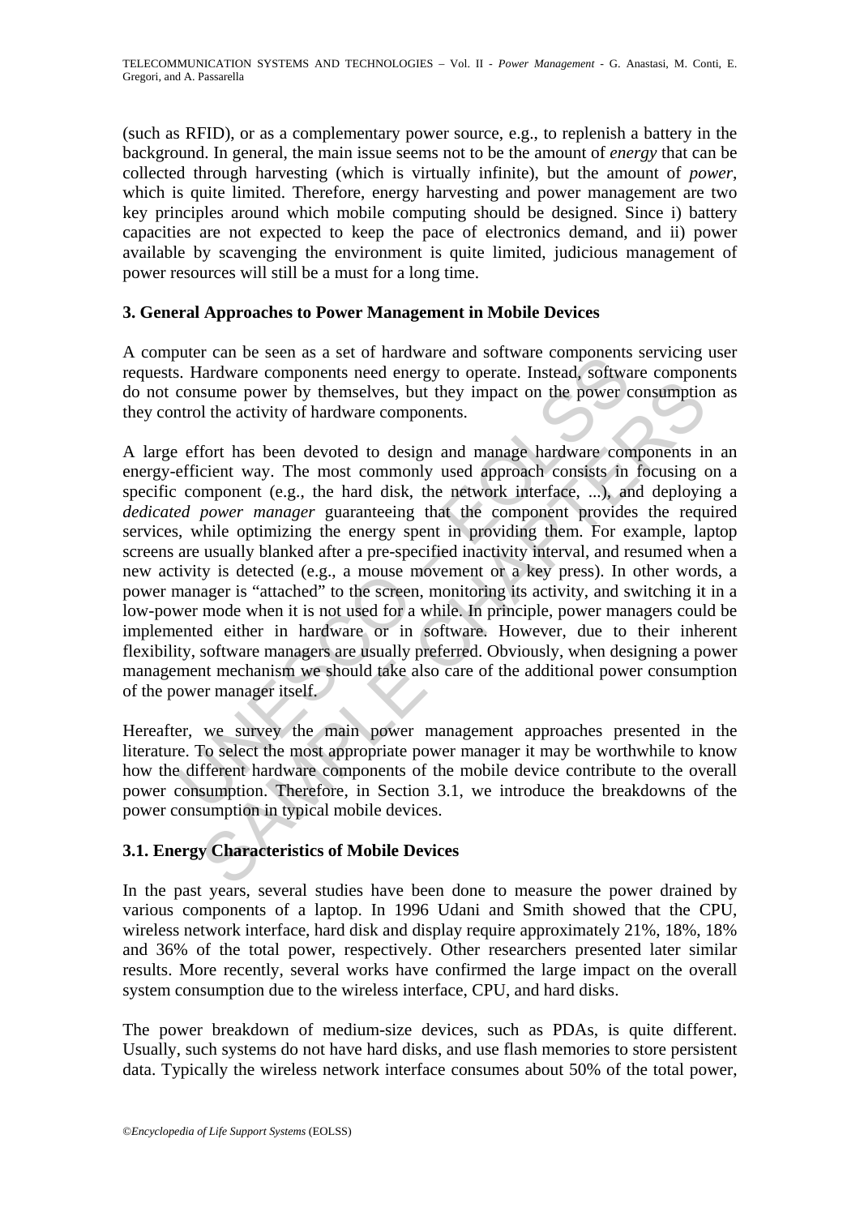(such as RFID), or as a complementary power source, e.g., to replenish a battery in the background. In general, the main issue seems not to be the amount of *energy* that can be collected through harvesting (which is virtually infinite), but the amount of *power*, which is quite limited. Therefore, energy harvesting and power management are two key principles around which mobile computing should be designed. Since i) battery capacities are not expected to keep the pace of electronics demand, and ii) power available by scavenging the environment is quite limited, judicious management of power resources will still be a must for a long time.

## 3. General Approaches to Power Management in Mobile Devices

A computer can be seen as a set of hardware and software components servicing user requests. Hardware components need energy to operate. Instead, software components do not consume power by themselves, but they impact on the power consumption as they control the activity of hardware components.

A large effort has been devoted to design and manage hardware components in an energy-efficient way. The most commonly used approach consists in focusing on a specific component (e.g., the hard disk, the network interface, ...), and deploying a *dedicated power manager* guaranteeing that the component provides the required services, while optimizing the energy spent in providing them. For example, laptop screens are usually blanked after a pre-specified inactivity interval, and resumed when a new activity is detected (e.g., a mouse movement or a key press). In other words, a power manager is "attached" to the screen, monitoring its activity, and switching it in a low-power mode when it is not used for a while. In principle, power managers could be implemented either in hardware or in software. However, due to their inherent flexibility, software managers are usually preferred. Obviously, when designing a power management mechanism we should take also care of the additional power consumption of the power manager itself.

Hereafter, we survey the main power management approaches presented in the literature. To select the most appropriate power manager it may be worthwhile to know how the different hardware components of the mobile device contribute to the overall power consumption. Therefore, in Section 3.1, we introduce the breakdowns of the power consumption in typical mobile devices.

### 3.1. Energy Characteristics of Mobile Devices

In the past years, several studies have been done to measure the power drained by various components of a laptop. In 1996 Udani and Smith showed that the CPU, wireless network interface, hard disk and display require approximately 21%, 18%, 18% and 36% of the total power, respectively. Other researchers presented later similar results. More recently, several works have confirmed the large impact on the overall system consumption due to the wireless interface, CPU, and hard disks.

The power breakdown of medium-size devices, such as PDAs, is quite different. Usually, such systems do not have hard disks, and use flash memories to store persistent data. Typically the wireless network interface consumes about 50% of the total power,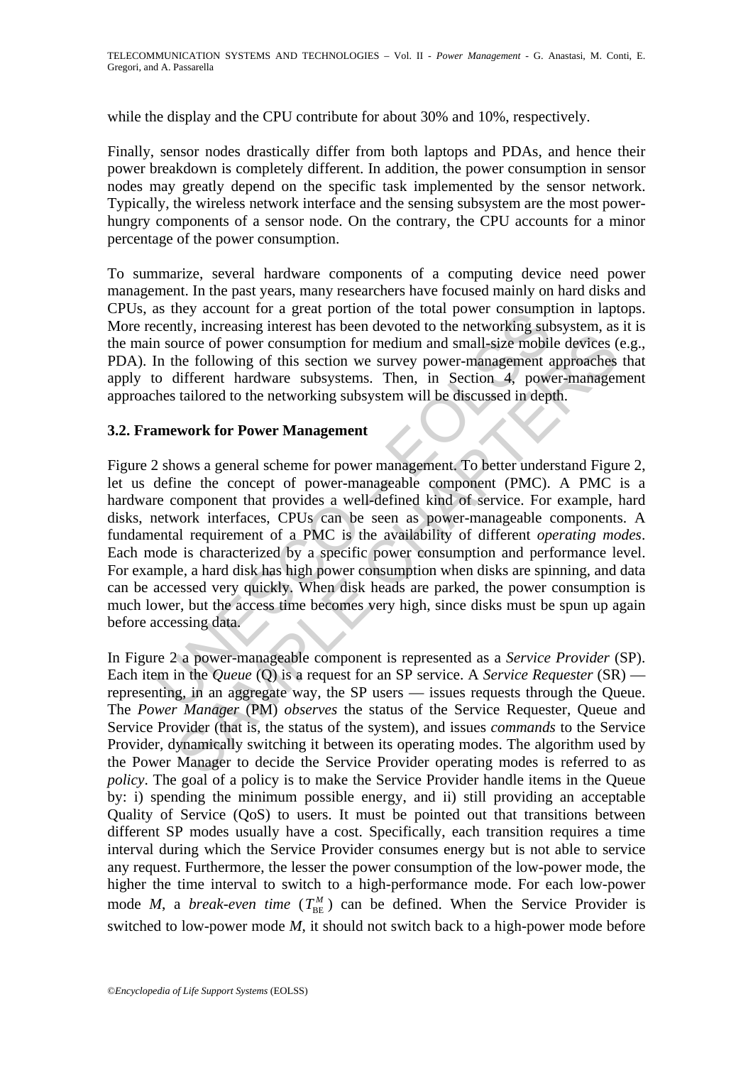while the display and the CPU contribute for about 30% and 10%, respectively.

Finally, sensor nodes drastically differ from both laptops and PDAs, and hence their power breakdown is completely different. In addition, the power consumption in sensor nodes may greatly depend on the specific task implemented by the sensor network. Typically, the wireless network interface and the sensing subsystem are the most power-hungry components of a sensor node. On the contrary, the CPU accounts for a minor percentage of the power consumption.

To summarize, several hardware components of a computing device need power management. In the past years, many researchers have focused mainly on hard disks and CPUs, as they account for a great portion of the total power consumption in laptops. More recently, increasing interest has been devoted to the networking subsystem, as it is the main source of power consumption for medium and small-size mobile devices (e.g., PDA). In the following of this section we survey power-management approaches that apply to different hardware subsystems. Then, in Section 4, power-management approaches tailored to the networking subsystem will be discussed in depth.

### 3.2. Framework for Power Management

Figure 2 shows a general scheme for power management. To better understand Figure 2, let us define the concept of power-manageable component (PMC). A PMC is a hardware component that provides a well-defined kind of service. For example, hard disks, network interfaces, CPUs can be seen as power-manageable components. A fundamental requirement of a PMC is the availability of different *operating modes*. Each mode is characterized by a specific power consumption and performance level. For example, a hard disk has high power consumption when disks are spinning, and data can be accessed very quickly. When disk heads are parked, the power consumption is much lower, but the access time becomes very high, since disks must be spun up again before accessing data.

In Figure 2 a power-manageable component is represented as a *Service Provider* (SP). Each item in the *Queue* (Q) is a request for an SP service. A *Service Requester* (SR) — representing, in an aggregate way, the SP users — issues requests through the Queue. The *Power Manager* (PM) *observes* the status of the Service Requester, Queue and Service Provider (that is, the status of the system), and issues *commands* to the Service Provider, dynamically switching it between its operating modes. The algorithm used by the Power Manager to decide the Service Provider operating modes is referred to as *policy*. The goal of a policy is to make the Service Provider handle items in the Queue by: i) spending the minimum possible energy, and ii) still providing an acceptable Quality of Service (QoS) to users. It must be pointed out that transitions between different SP modes usually have a cost. Specifically, each transition requires a time interval during which the Service Provider consumes energy but is not able to service any request. Furthermore, the lesser the power consumption of the low-power mode, the higher the time interval to switch to a high-performance mode. For each low-power mode *M*, a *break-even time* ($T_{\mathrm{BE}}^{M}$) can be defined. When the Service Provider is switched to low-power mode *M*, it should not switch back to a high-power mode before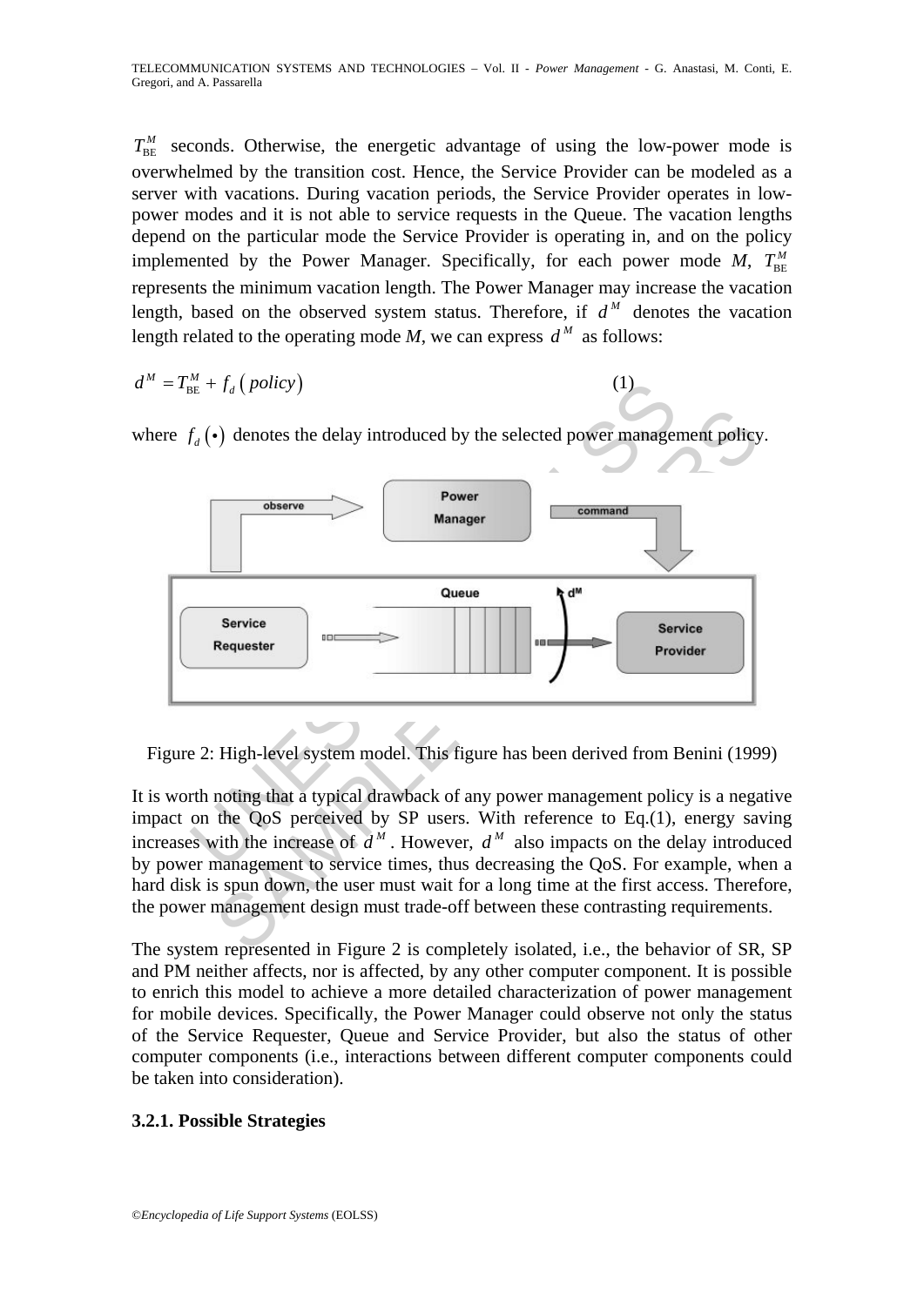$T_{\mathrm{BE}}^{M}$ seconds. Otherwise, the energetic advantage of using the low-power mode is overwhelmed by the transition cost. Hence, the Service Provider can be modeled as a server with vacations. During vacation periods, the Service Provider operates in low-power modes and it is not able to service requests in the Queue. The vacation lengths depend on the particular mode the Service Provider is operating in, and on the policy implemented by the Power Manager. Specifically, for each power mode $M$, $T_{\mathrm{BE}}^{M}$ represents the minimum vacation length. The Power Manager may increase the vacation length, based on the observed system status. Therefore, if $d^{M}$ denotes the vacation length related to the operating mode $M$, we can express $d^{M}$ as follows:

$$d^{M} = T_{\mathrm{BE}}^{M} + f_{d}\left(policy\right) \qquad (1)$$

where $f_{d}\left(\bullet\right)$ denotes the delay introduced by the selected power management policy.

Figure 2: High-level system model. This figure has been derived from Benini (1999)

It is worth noting that a typical drawback of any power management policy is a negative impact on the QoS perceived by SP users. With reference to Eq.(1), energy saving increases with the increase of $d^{M}$. However, $d^{M}$ also impacts on the delay introduced by power management to service times, thus decreasing the QoS. For example, when a hard disk is spun down, the user must wait for a long time at the first access. Therefore, the power management design must trade-off between these contrasting requirements.

The system represented in Figure 2 is completely isolated, i.e., the behavior of SR, SP and PM neither affects, nor is affected, by any other computer component. It is possible to enrich this model to achieve a more detailed characterization of power management for mobile devices. Specifically, the Power Manager could observe not only the status of the Service Requester, Queue and Service Provider, but also the status of other computer components (i.e., interactions between different computer components could be taken into consideration).

### 3.2.1. Possible Strategies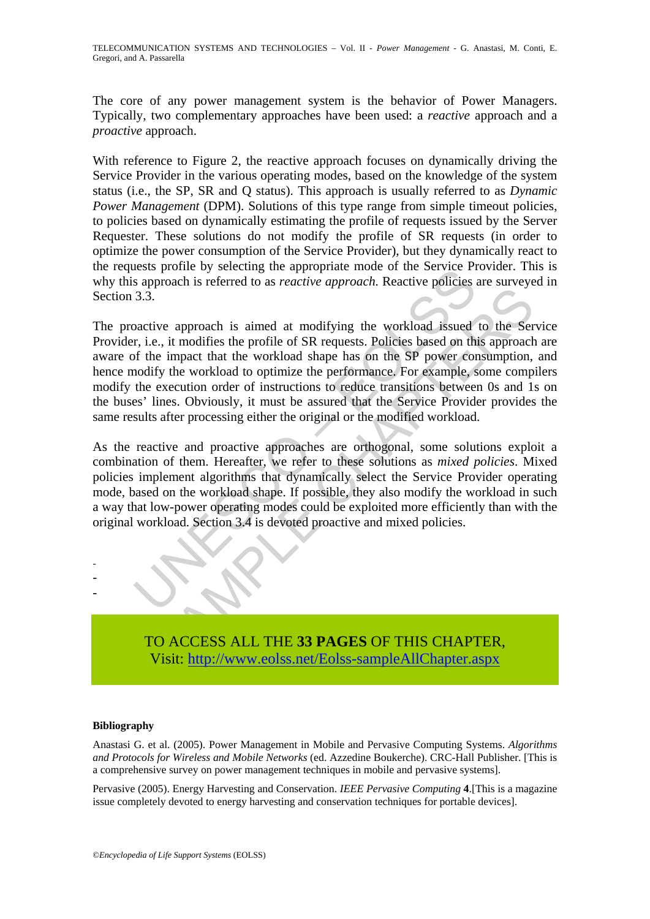The core of any power management system is the behavior of Power Managers. Typically, two complementary approaches have been used: a *reactive* approach and a *proactive* approach.

With reference to Figure 2, the reactive approach focuses on dynamically driving the Service Provider in the various operating modes, based on the knowledge of the system status (i.e., the SP, SR and Q status). This approach is usually referred to as *Dynamic Power Management* (DPM). Solutions of this type range from simple timeout policies, to policies based on dynamically estimating the profile of requests issued by the Server Requester. These solutions do not modify the profile of SR requests (in order to optimize the power consumption of the Service Provider), but they dynamically react to the requests profile by selecting the appropriate mode of the Service Provider. This is why this approach is referred to as *reactive approach*. Reactive policies are surveyed in Section 3.3.

The proactive approach is aimed at modifying the workload issued to the Service Provider, i.e., it modifies the profile of SR requests. Policies based on this approach are aware of the impact that the workload shape has on the SP power consumption, and hence modify the workload to optimize the performance. For example, some compilers modify the execution order of instructions to reduce transitions between 0s and 1s on the buses' lines. Obviously, it must be assured that the Service Provider provides the same results after processing either the original or the modified workload.

As the reactive and proactive approaches are orthogonal, some solutions exploit a combination of them. Hereafter, we refer to these solutions as *mixed policies*. Mixed policies implement algorithms that dynamically select the Service Provider operating mode, based on the workload shape. If possible, they also modify the workload in such a way that low-power operating modes could be exploited more efficiently than with the original workload. Section 3.4 is devoted proactive and mixed policies.

-
-
-

TO ACCESS ALL THE **33 PAGES** OF THIS CHAPTER,
Visit: http://www.eolss.net/Eolss-sampleAllChapter.aspx

**Bibliography**

Anastasi G. et al. (2005). Power Management in Mobile and Pervasive Computing Systems. *Algorithms and Protocols for Wireless and Mobile Networks* (ed. Azzedine Boukerche). CRC-Hall Publisher. [This is a comprehensive survey on power management techniques in mobile and pervasive systems].

Pervasive (2005). Energy Harvesting and Conservation. *IEEE Pervasive Computing* **4**.[This is a magazine issue completely devoted to energy harvesting and conservation techniques for portable devices].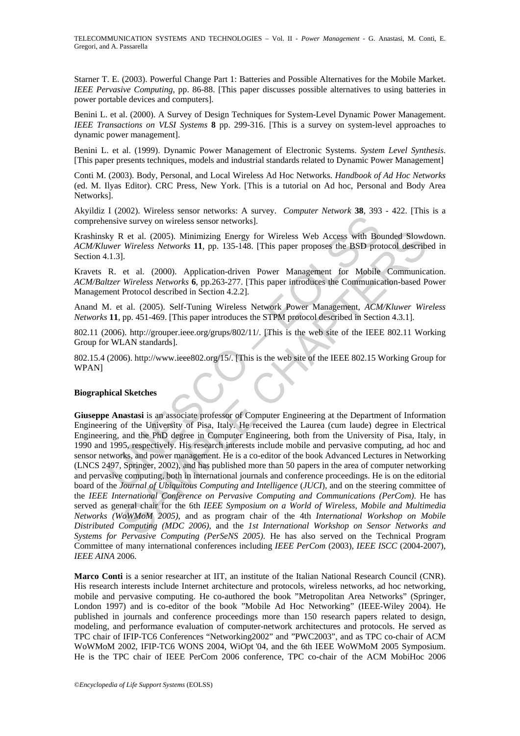Starner T. E. (2003). Powerful Change Part 1: Batteries and Possible Alternatives for the Mobile Market. *IEEE Pervasive Computing*, pp. 86-88. [This paper discusses possible alternatives to using batteries in power portable devices and computers].

Benini L. et al. (2000). A Survey of Design Techniques for System-Level Dynamic Power Management. *IEEE Transactions on VLSI Systems* **8** pp. 299-316. [This is a survey on system-level approaches to dynamic power management].

Benini L. et al. (1999). Dynamic Power Management of Electronic Systems. *System Level Synthesis*. [This paper presents techniques, models and industrial standards related to Dynamic Power Management]

Conti M. (2003). Body, Personal, and Local Wireless Ad Hoc Networks. *Handbook of Ad Hoc Networks* (ed. M. Ilyas Editor). CRC Press, New York. [This is a tutorial on Ad hoc, Personal and Body Area Networks].

Akyildiz I (2002). Wireless sensor networks: A survey. *Computer Network* **38**, 393 - 422. [This is a comprehensive survey on wireless sensor networks].

Krashinsky R et al. (2005). Minimizing Energy for Wireless Web Access with Bounded Slowdown. *ACM/Kluwer Wireless Networks* **11**, pp. 135-148. [This paper proposes the BSD protocol described in Section 4.1.3].

Kravets R. et al. (2000). Application-driven Power Management for Mobile Communication. *ACM/Baltzer Wireless Networks* **6**, pp.263-277. [This paper introduces the Communication-based Power Management Protocol described in Section 4.2.2].

Anand M. et al. (2005). Self-Tuning Wireless Network Power Management, *ACM/Kluwer Wireless Networks* **11**, pp. 451-469. [This paper introduces the STPM protocol described in Section 4.3.1].

802.11 (2006). http://grouper.ieee.org/grups/802/11/. [This is the web site of the IEEE 802.11 Working Group for WLAN standards].

802.15.4 (2006). http://www.ieee802.org/15/. [This is the web site of the IEEE 802.15 Working Group for WPAN]

**Biographical Sketches**

**Giuseppe Anastasi** is an associate professor of Computer Engineering at the Department of Information Engineering of the University of Pisa, Italy. He received the Laurea (cum laude) degree in Electrical Engineering, and the PhD degree in Computer Engineering, both from the University of Pisa, Italy, in 1990 and 1995, respectively. His research interests include mobile and pervasive computing, ad hoc and sensor networks, and power management. He is a co-editor of the book Advanced Lectures in Networking (LNCS 2497, Springer, 2002), and has published more than 50 papers in the area of computer networking and pervasive computing, both in international journals and conference proceedings. He is on the editorial board of the *Journal of Ubiquitous Computing and Intelligence* (*JUCI*), and on the steering committee of the *IEEE International Conference on Pervasive Computing and Communications (PerCom)*. He has served as general chair for the 6th *IEEE Symposium on a World of Wireless, Mobile and Multimedia Networks (WoWMoM 2005)*, and as program chair of the 4th *International Workshop on Mobile Distributed Computing (MDC 2006)*, and the *1st International Workshop on Sensor Networks and Systems for Pervasive Computing (PerSeNS 2005)*. He has also served on the Technical Program Committee of many international conferences including *IEEE PerCom* (2003), *IEEE ISCC* (2004-2007), *IEEE AINA* 2006.

**Marco Conti** is a senior researcher at IIT, an institute of the Italian National Research Council (CNR). His research interests include Internet architecture and protocols, wireless networks, ad hoc networking, mobile and pervasive computing. He co-authored the book "Metropolitan Area Networks" (Springer, London 1997) and is co-editor of the book "Mobile Ad Hoc Networking" (IEEE-Wiley 2004). He published in journals and conference proceedings more than 150 research papers related to design, modeling, and performance evaluation of computer-network architectures and protocols. He served as TPC chair of IFIP-TC6 Conferences "Networking2002" and "PWC2003", and as TPC co-chair of ACM WoWMoM 2002, IFIP-TC6 WONS 2004, WiOpt '04, and the 6th IEEE WoWMoM 2005 Symposium. He is the TPC chair of IEEE PerCom 2006 conference, TPC co-chair of the ACM MobiHoc 2006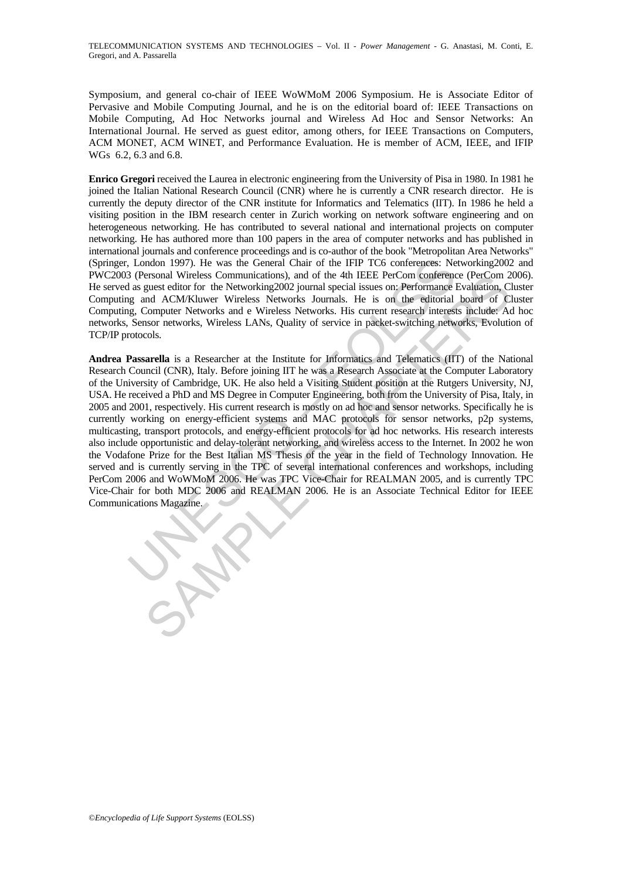Symposium, and general co-chair of IEEE WoWMoM 2006 Symposium. He is Associate Editor of Pervasive and Mobile Computing Journal, and he is on the editorial board of: IEEE Transactions on Mobile Computing, Ad Hoc Networks journal and Wireless Ad Hoc and Sensor Networks: An International Journal. He served as guest editor, among others, for IEEE Transactions on Computers, ACM MONET, ACM WINET, and Performance Evaluation. He is member of ACM, IEEE, and IFIP WGs 6.2, 6.3 and 6.8.

**Enrico Gregori** received the Laurea in electronic engineering from the University of Pisa in 1980. In 1981 he joined the Italian National Research Council (CNR) where he is currently a CNR research director. He is currently the deputy director of the CNR institute for Informatics and Telematics (IIT). In 1986 he held a visiting position in the IBM research center in Zurich working on network software engineering and on heterogeneous networking. He has contributed to several national and international projects on computer networking. He has authored more than 100 papers in the area of computer networks and has published in international journals and conference proceedings and is co-author of the book "Metropolitan Area Networks" (Springer, London 1997). He was the General Chair of the IFIP TC6 conferences: Networking2002 and PWC2003 (Personal Wireless Communications), and of the 4th IEEE PerCom conference (PerCom 2006). He served as guest editor for the Networking2002 journal special issues on: Performance Evaluation, Cluster Computing and ACM/Kluwer Wireless Networks Journals. He is on the editorial board of Cluster Computing, Computer Networks and e Wireless Networks. His current research interests include: Ad hoc networks, Sensor networks, Wireless LANs, Quality of service in packet-switching networks, Evolution of TCP/IP protocols.

**Andrea Passarella** is a Researcher at the Institute for Informatics and Telematics (IIT) of the National Research Council (CNR), Italy. Before joining IIT he was a Research Associate at the Computer Laboratory of the University of Cambridge, UK. He also held a Visiting Student position at the Rutgers University, NJ, USA. He received a PhD and MS Degree in Computer Engineering, both from the University of Pisa, Italy, in 2005 and 2001, respectively. His current research is mostly on ad hoc and sensor networks. Specifically he is currently working on energy-efficient systems and MAC protocols for sensor networks, p2p systems, multicasting, transport protocols, and energy-efficient protocols for ad hoc networks. His research interests also include opportunistic and delay-tolerant networking, and wireless access to the Internet. In 2002 he won the Vodafone Prize for the Best Italian MS Thesis of the year in the field of Technology Innovation. He served and is currently serving in the TPC of several international conferences and workshops, including PerCom 2006 and WoWMoM 2006. He was TPC Vice-Chair for REALMAN 2005, and is currently TPC Vice-Chair for both MDC 2006 and REALMAN 2006. He is an Associate Technical Editor for IEEE Communications Magazine.